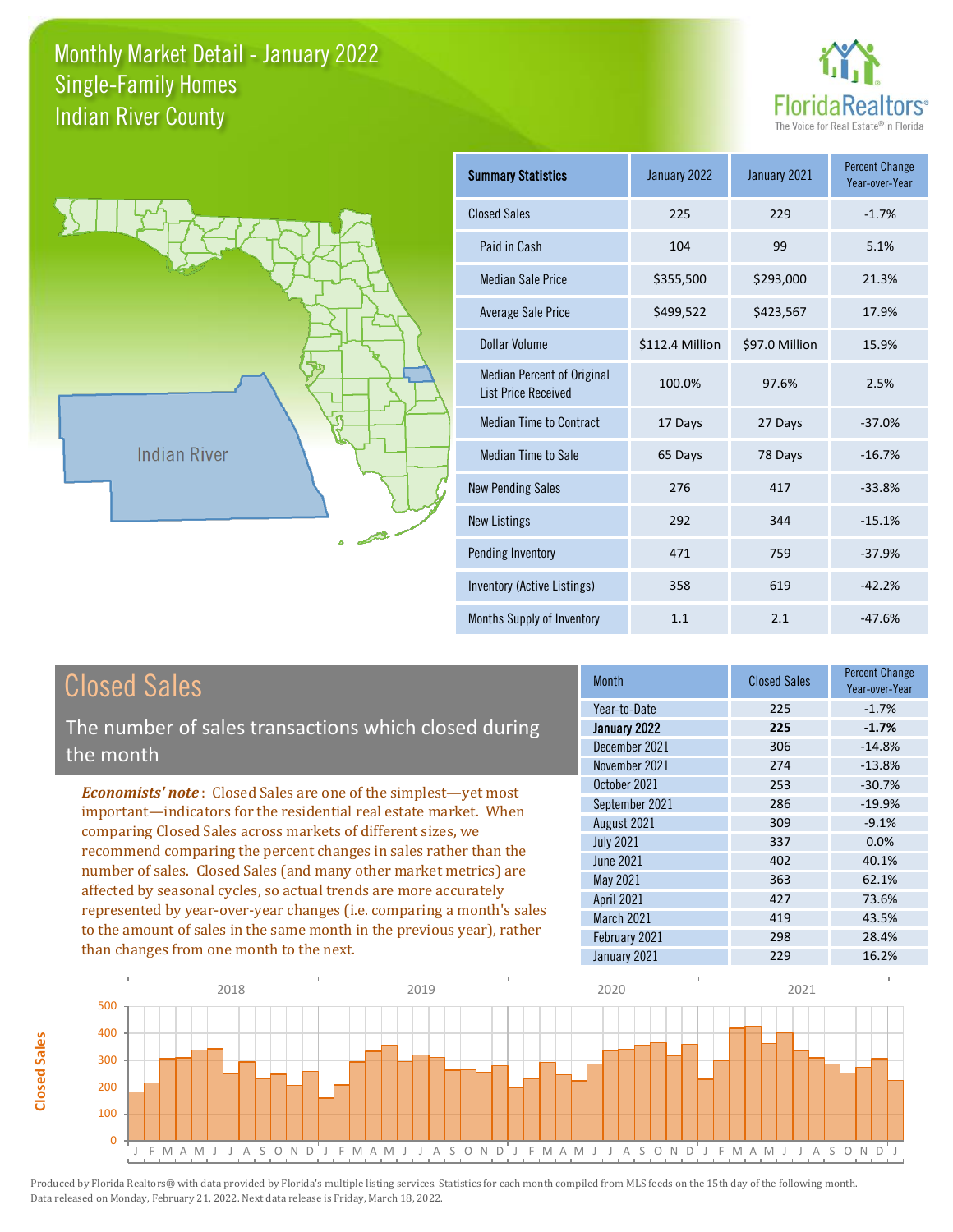# Monthly Market Detail - January 2022
## Single-Family Homes
## Indian River County

FloridaRealtors® The Voice for Real Estate® in Florida

| Summary Statistics | January 2022 | January 2021 | Percent Change Year-over-Year |
|---|---|---|---|
| Closed Sales | 225 | 229 | -1.7% |
| Paid in Cash | 104 | 99 | 5.1% |
| Median Sale Price | $355,500 | $293,000 | 21.3% |
| Average Sale Price | $499,522 | $423,567 | 17.9% |
| Dollar Volume | $112.4 Million | $97.0 Million | 15.9% |
| Median Percent of Original List Price Received | 100.0% | 97.6% | 2.5% |
| Median Time to Contract | 17 Days | 27 Days | -37.0% |
| Median Time to Sale | 65 Days | 78 Days | -16.7% |
| New Pending Sales | 276 | 417 | -33.8% |
| New Listings | 292 | 344 | -15.1% |
| Pending Inventory | 471 | 759 | -37.9% |
| Inventory (Active Listings) | 358 | 619 | -42.2% |
| Months Supply of Inventory | 1.1 | 2.1 | -47.6% |

## Closed Sales

The number of sales transactions which closed during the month

*Economists' note*: Closed Sales are one of the simplest—yet most important—indicators for the residential real estate market. When comparing Closed Sales across markets of different sizes, we recommend comparing the percent changes in sales rather than the number of sales. Closed Sales (and many other market metrics) are affected by seasonal cycles, so actual trends are more accurately represented by year-over-year changes (i.e. comparing a month's sales to the amount of sales in the same month in the previous year), rather than changes from one month to the next.

| Month | Closed Sales | Percent Change Year-over-Year |
|---|---|---|
| Year-to-Date | 225 | -1.7% |
| **January 2022** | **225** | **-1.7%** |
| December 2021 | 306 | -14.8% |
| November 2021 | 274 | -13.8% |
| October 2021 | 253 | -30.7% |
| September 2021 | 286 | -19.9% |
| August 2021 | 309 | -9.1% |
| July 2021 | 337 | 0.0% |
| June 2021 | 402 | 40.1% |
| May 2021 | 363 | 62.1% |
| April 2021 | 427 | 73.6% |
| March 2021 | 419 | 43.5% |
| February 2021 | 298 | 28.4% |
| January 2021 | 229 | 16.2% |

Produced by Florida Realtors® with data provided by Florida's multiple listing services. Statistics for each month compiled from MLS feeds on the 15th day of the following month. Data released on Monday, February 21, 2022. Next data release is Friday, March 18, 2022.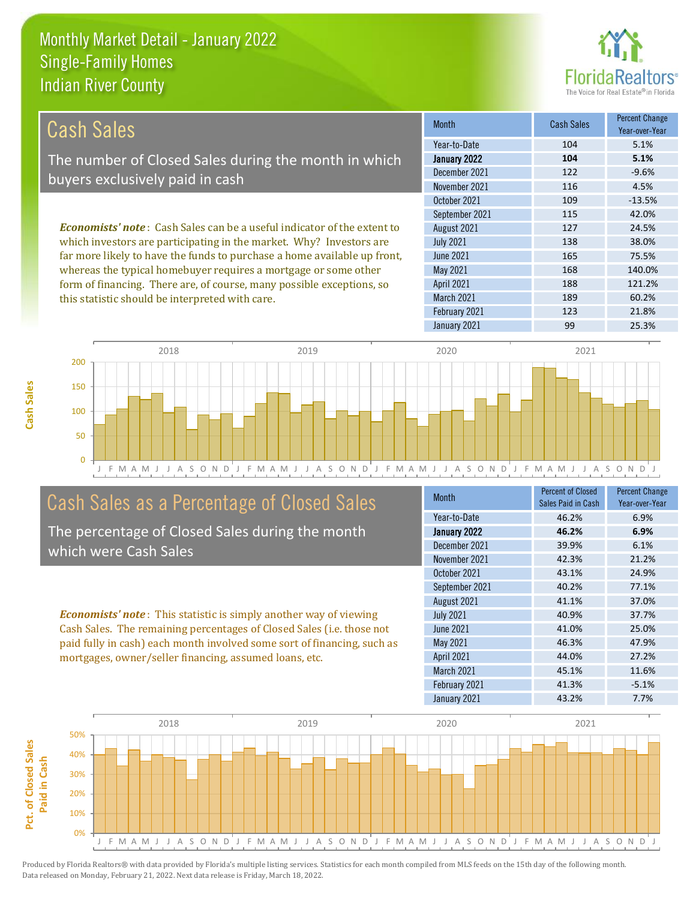# Monthly Market Detail - January 2022
## Single-Family Homes
## Indian River County

## Cash Sales

The number of Closed Sales during the month in which buyers exclusively paid in cash

*Economists' note*: Cash Sales can be a useful indicator of the extent to which investors are participating in the market. Why? Investors are far more likely to have the funds to purchase a home available up front, whereas the typical homebuyer requires a mortgage or some other form of financing. There are, of course, many possible exceptions, so this statistic should be interpreted with care.

| Month | Cash Sales | Percent Change Year-over-Year |
|---|---|---|
| Year-to-Date | 104 | 5.1% |
| **January 2022** | **104** | **5.1%** |
| December 2021 | 122 | -9.6% |
| November 2021 | 116 | 4.5% |
| October 2021 | 109 | -13.5% |
| September 2021 | 115 | 42.0% |
| August 2021 | 127 | 24.5% |
| July 2021 | 138 | 38.0% |
| June 2021 | 165 | 75.5% |
| May 2021 | 168 | 140.0% |
| April 2021 | 188 | 121.2% |
| March 2021 | 189 | 60.2% |
| February 2021 | 123 | 21.8% |
| January 2021 | 99 | 25.3% |

## Cash Sales as a Percentage of Closed Sales

The percentage of Closed Sales during the month which were Cash Sales

*Economists' note*: This statistic is simply another way of viewing Cash Sales. The remaining percentages of Closed Sales (i.e. those not paid fully in cash) each month involved some sort of financing, such as mortgages, owner/seller financing, assumed loans, etc.

| Month | Percent of Closed Sales Paid in Cash | Percent Change Year-over-Year |
|---|---|---|
| Year-to-Date | 46.2% | 6.9% |
| **January 2022** | **46.2%** | **6.9%** |
| December 2021 | 39.9% | 6.1% |
| November 2021 | 42.3% | 21.2% |
| October 2021 | 43.1% | 24.9% |
| September 2021 | 40.2% | 77.1% |
| August 2021 | 41.1% | 37.0% |
| July 2021 | 40.9% | 37.7% |
| June 2021 | 41.0% | 25.0% |
| May 2021 | 46.3% | 47.9% |
| April 2021 | 44.0% | 27.2% |
| March 2021 | 45.1% | 11.6% |
| February 2021 | 41.3% | -5.1% |
| January 2021 | 43.2% | 7.7% |

Produced by Florida Realtors® with data provided by Florida's multiple listing services. Statistics for each month compiled from MLS feeds on the 15th day of the following month. Data released on Monday, February 21, 2022. Next data release is Friday, March 18, 2022.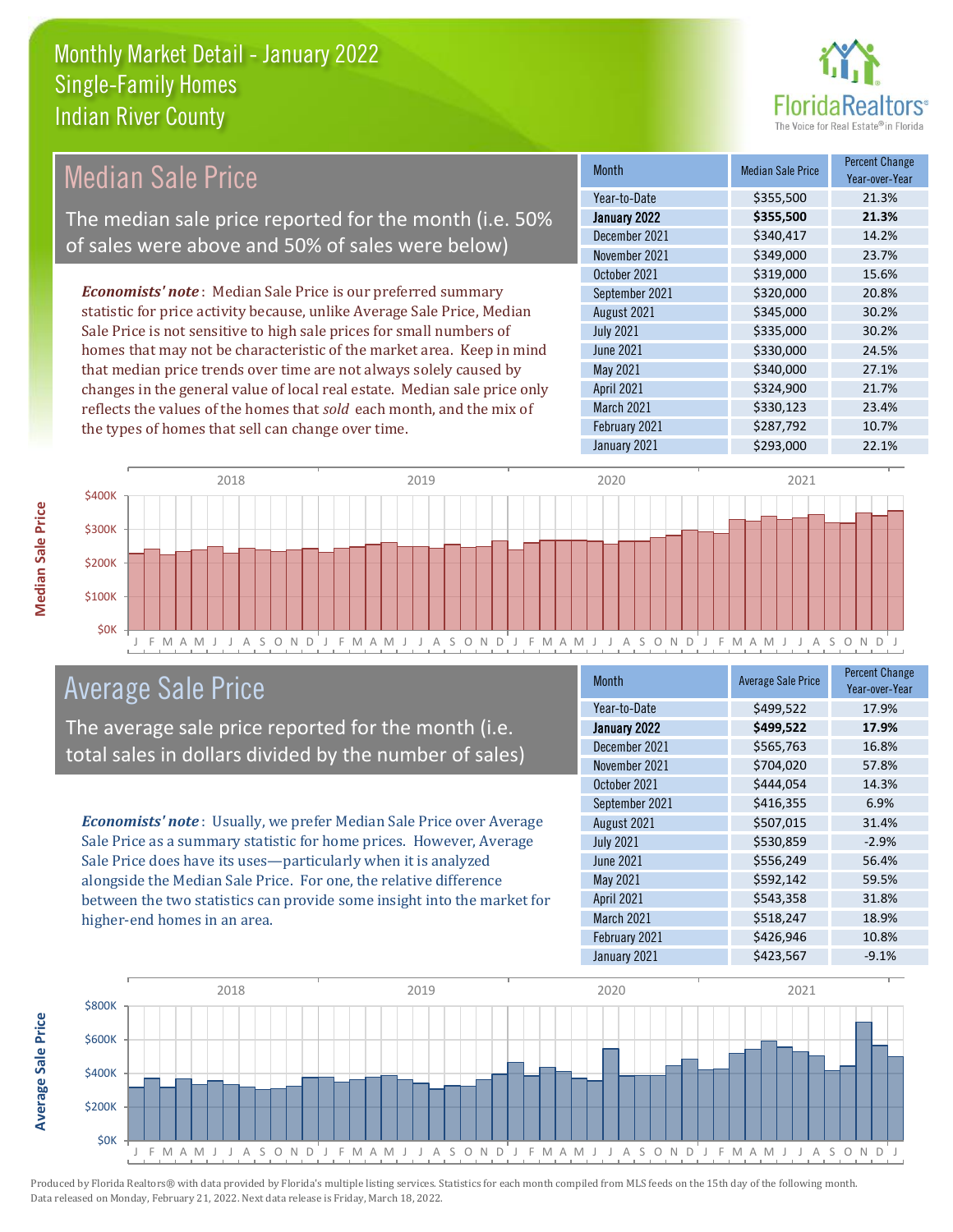# Monthly Market Detail - January 2022
## Single-Family Homes
## Indian River County

## Median Sale Price

The median sale price reported for the month (i.e. 50% of sales were above and 50% of sales were below)

*Economists' note*: Median Sale Price is our preferred summary statistic for price activity because, unlike Average Sale Price, Median Sale Price is not sensitive to high sale prices for small numbers of homes that may not be characteristic of the market area. Keep in mind that median price trends over time are not always solely caused by changes in the general value of local real estate. Median sale price only reflects the values of the homes that *sold* each month, and the mix of the types of homes that sell can change over time.

| Month | Median Sale Price | Percent Change Year-over-Year |
|---|---|---|
| Year-to-Date | $355,500 | 21.3% |
| **January 2022** | **$355,500** | **21.3%** |
| December 2021 | $340,417 | 14.2% |
| November 2021 | $349,000 | 23.7% |
| October 2021 | $319,000 | 15.6% |
| September 2021 | $320,000 | 20.8% |
| August 2021 | $345,000 | 30.2% |
| July 2021 | $335,000 | 30.2% |
| June 2021 | $330,000 | 24.5% |
| May 2021 | $340,000 | 27.1% |
| April 2021 | $324,900 | 21.7% |
| March 2021 | $330,123 | 23.4% |
| February 2021 | $287,792 | 10.7% |
| January 2021 | $293,000 | 22.1% |

## Average Sale Price

The average sale price reported for the month (i.e. total sales in dollars divided by the number of sales)

*Economists' note*: Usually, we prefer Median Sale Price over Average Sale Price as a summary statistic for home prices. However, Average Sale Price does have its uses—particularly when it is analyzed alongside the Median Sale Price. For one, the relative difference between the two statistics can provide some insight into the market for higher-end homes in an area.

| Month | Average Sale Price | Percent Change Year-over-Year |
|---|---|---|
| Year-to-Date | $499,522 | 17.9% |
| **January 2022** | **$499,522** | **17.9%** |
| December 2021 | $565,763 | 16.8% |
| November 2021 | $704,020 | 57.8% |
| October 2021 | $444,054 | 14.3% |
| September 2021 | $416,355 | 6.9% |
| August 2021 | $507,015 | 31.4% |
| July 2021 | $530,859 | -2.9% |
| June 2021 | $556,249 | 56.4% |
| May 2021 | $592,142 | 59.5% |
| April 2021 | $543,358 | 31.8% |
| March 2021 | $518,247 | 18.9% |
| February 2021 | $426,946 | 10.8% |
| January 2021 | $423,567 | -9.1% |

Produced by Florida Realtors® with data provided by Florida's multiple listing services. Statistics for each month compiled from MLS feeds on the 15th day of the following month. Data released on Monday, February 21, 2022. Next data release is Friday, March 18, 2022.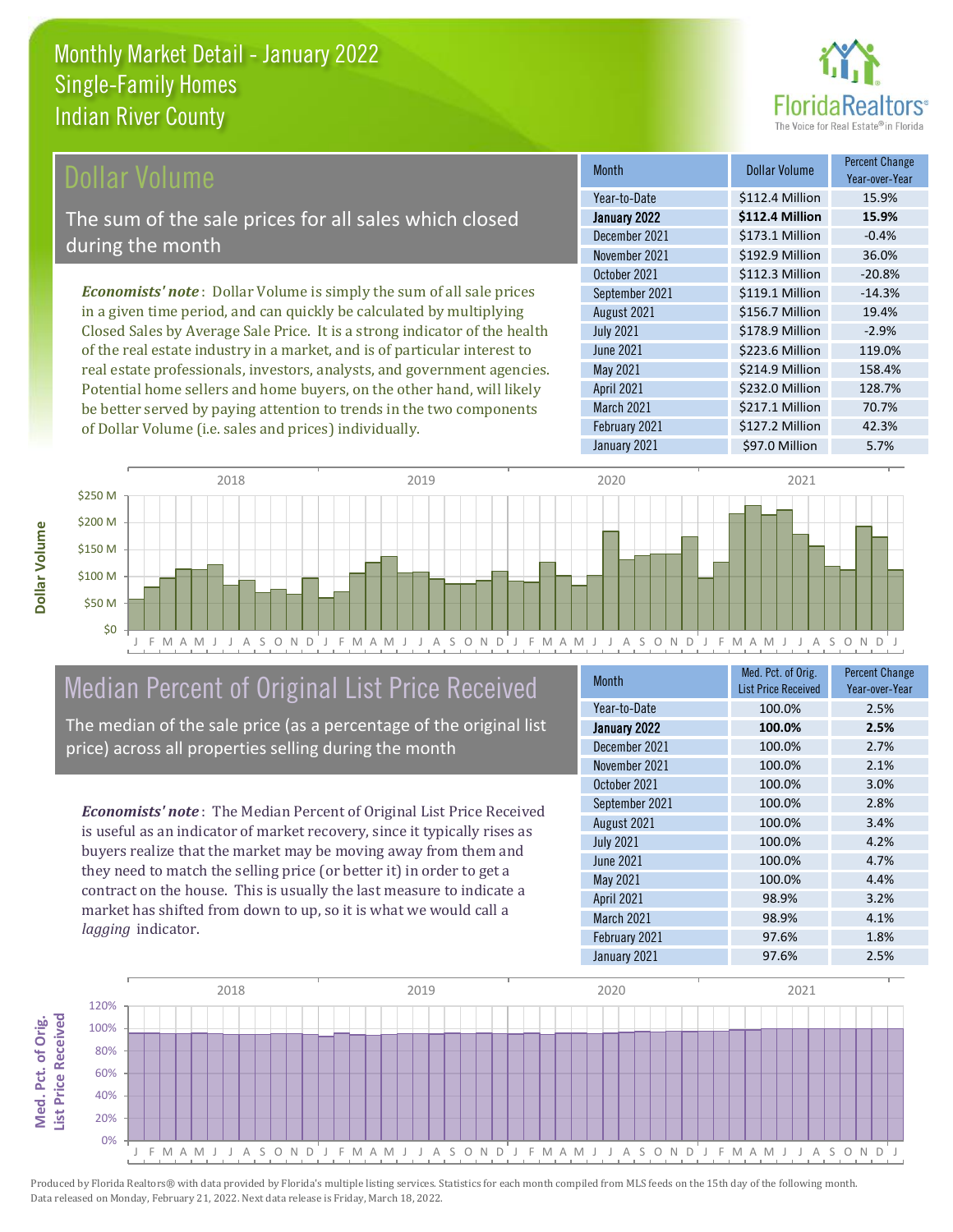# Monthly Market Detail - January 2022
## Single-Family Homes
## Indian River County

## Dollar Volume

The sum of the sale prices for all sales which closed during the month

***Economists' note***: Dollar Volume is simply the sum of all sale prices in a given time period, and can quickly be calculated by multiplying Closed Sales by Average Sale Price. It is a strong indicator of the health of the real estate industry in a market, and is of particular interest to real estate professionals, investors, analysts, and government agencies. Potential home sellers and home buyers, on the other hand, will likely be better served by paying attention to trends in the two components of Dollar Volume (i.e. sales and prices) individually.

| Month | Dollar Volume | Percent Change Year-over-Year |
|---|---|---|
| Year-to-Date | $112.4 Million | 15.9% |
| **January 2022** | **$112.4 Million** | **15.9%** |
| December 2021 | $173.1 Million | -0.4% |
| November 2021 | $192.9 Million | 36.0% |
| October 2021 | $112.3 Million | -20.8% |
| September 2021 | $119.1 Million | -14.3% |
| August 2021 | $156.7 Million | 19.4% |
| July 2021 | $178.9 Million | -2.9% |
| June 2021 | $223.6 Million | 119.0% |
| May 2021 | $214.9 Million | 158.4% |
| April 2021 | $232.0 Million | 128.7% |
| March 2021 | $217.1 Million | 70.7% |
| February 2021 | $127.2 Million | 42.3% |
| January 2021 | $97.0 Million | 5.7% |

## Median Percent of Original List Price Received

The median of the sale price (as a percentage of the original list price) across all properties selling during the month

***Economists' note***: The Median Percent of Original List Price Received is useful as an indicator of market recovery, since it typically rises as buyers realize that the market may be moving away from them and they need to match the selling price (or better it) in order to get a contract on the house. This is usually the last measure to indicate a market has shifted from down to up, so it is what we would call a *lagging* indicator.

| Month | Med. Pct. of Orig. List Price Received | Percent Change Year-over-Year |
|---|---|---|
| Year-to-Date | 100.0% | 2.5% |
| **January 2022** | **100.0%** | **2.5%** |
| December 2021 | 100.0% | 2.7% |
| November 2021 | 100.0% | 2.1% |
| October 2021 | 100.0% | 3.0% |
| September 2021 | 100.0% | 2.8% |
| August 2021 | 100.0% | 3.4% |
| July 2021 | 100.0% | 4.2% |
| June 2021 | 100.0% | 4.7% |
| May 2021 | 100.0% | 4.4% |
| April 2021 | 98.9% | 3.2% |
| March 2021 | 98.9% | 4.1% |
| February 2021 | 97.6% | 1.8% |
| January 2021 | 97.6% | 2.5% |

Produced by Florida Realtors® with data provided by Florida's multiple listing services. Statistics for each month compiled from MLS feeds on the 15th day of the following month. Data released on Monday, February 21, 2022. Next data release is Friday, March 18, 2022.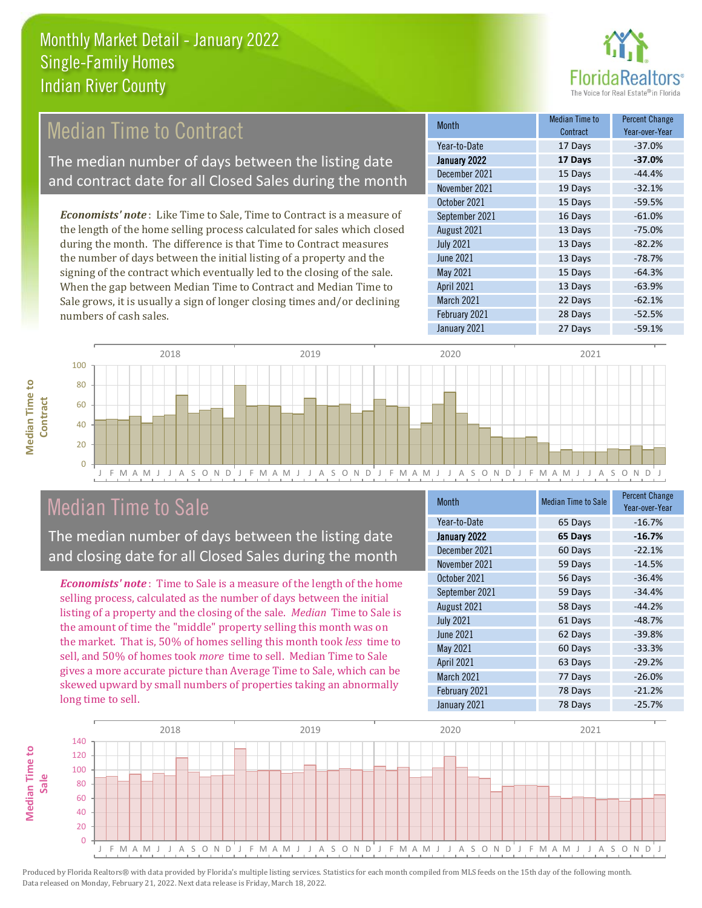# Monthly Market Detail - January 2022
## Single-Family Homes
## Indian River County

## Median Time to Contract

The median number of days between the listing date and contract date for all Closed Sales during the month

*Economists' note*: Like Time to Sale, Time to Contract is a measure of the length of the home selling process calculated for sales which closed during the month. The difference is that Time to Contract measures the number of days between the initial listing of a property and the signing of the contract which eventually led to the closing of the sale. When the gap between Median Time to Contract and Median Time to Sale grows, it is usually a sign of longer closing times and/or declining numbers of cash sales.

| Month | Median Time to Contract | Percent Change Year-over-Year |
|---|---|---|
| Year-to-Date | 17 Days | -37.0% |
| **January 2022** | **17 Days** | **-37.0%** |
| December 2021 | 15 Days | -44.4% |
| November 2021 | 19 Days | -32.1% |
| October 2021 | 15 Days | -59.5% |
| September 2021 | 16 Days | -61.0% |
| August 2021 | 13 Days | -75.0% |
| July 2021 | 13 Days | -82.2% |
| June 2021 | 13 Days | -78.7% |
| May 2021 | 15 Days | -64.3% |
| April 2021 | 13 Days | -63.9% |
| March 2021 | 22 Days | -62.1% |
| February 2021 | 28 Days | -52.5% |
| January 2021 | 27 Days | -59.1% |

## Median Time to Sale

The median number of days between the listing date and closing date for all Closed Sales during the month

*Economists' note*: Time to Sale is a measure of the length of the home selling process, calculated as the number of days between the initial listing of a property and the closing of the sale. *Median* Time to Sale is the amount of time the "middle" property selling this month was on the market. That is, 50% of homes selling this month took *less* time to sell, and 50% of homes took *more* time to sell. Median Time to Sale gives a more accurate picture than Average Time to Sale, which can be skewed upward by small numbers of properties taking an abnormally long time to sell.

| Month | Median Time to Sale | Percent Change Year-over-Year |
|---|---|---|
| Year-to-Date | 65 Days | -16.7% |
| **January 2022** | **65 Days** | **-16.7%** |
| December 2021 | 60 Days | -22.1% |
| November 2021 | 59 Days | -14.5% |
| October 2021 | 56 Days | -36.4% |
| September 2021 | 59 Days | -34.4% |
| August 2021 | 58 Days | -44.2% |
| July 2021 | 61 Days | -48.7% |
| June 2021 | 62 Days | -39.8% |
| May 2021 | 60 Days | -33.3% |
| April 2021 | 63 Days | -29.2% |
| March 2021 | 77 Days | -26.0% |
| February 2021 | 78 Days | -21.2% |
| January 2021 | 78 Days | -25.7% |

Produced by Florida Realtors® with data provided by Florida's multiple listing services. Statistics for each month compiled from MLS feeds on the 15th day of the following month. Data released on Monday, February 21, 2022. Next data release is Friday, March 18, 2022.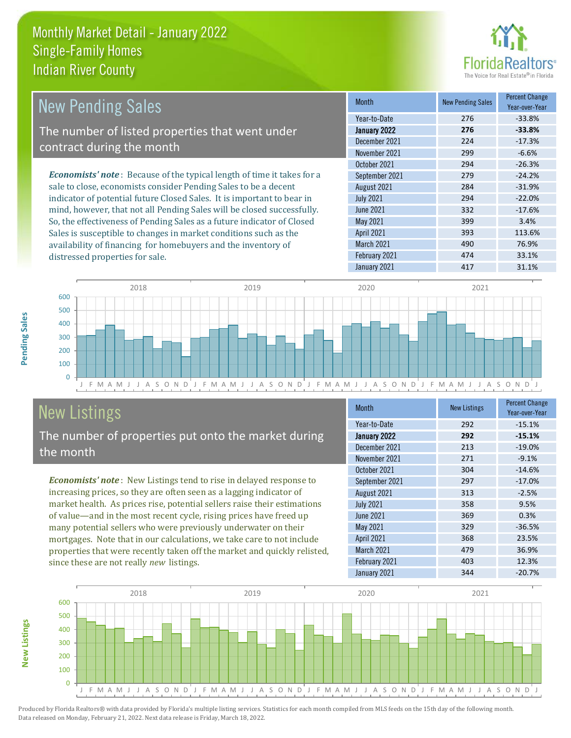# Monthly Market Detail - January 2022
## Single-Family Homes
## Indian River County

## New Pending Sales

The number of listed properties that went under contract during the month

*Economists' note*: Because of the typical length of time it takes for a sale to close, economists consider Pending Sales to be a decent indicator of potential future Closed Sales. It is important to bear in mind, however, that not all Pending Sales will be closed successfully. So, the effectiveness of Pending Sales as a future indicator of Closed Sales is susceptible to changes in market conditions such as the availability of financing for homebuyers and the inventory of distressed properties for sale.

| Month | New Pending Sales | Percent Change Year-over-Year |
|---|---|---|
| Year-to-Date | 276 | -33.8% |
| **January 2022** | **276** | **-33.8%** |
| December 2021 | 224 | -17.3% |
| November 2021 | 299 | -6.6% |
| October 2021 | 294 | -26.3% |
| September 2021 | 279 | -24.2% |
| August 2021 | 284 | -31.9% |
| July 2021 | 294 | -22.0% |
| June 2021 | 332 | -17.6% |
| May 2021 | 399 | 3.4% |
| April 2021 | 393 | 113.6% |
| March 2021 | 490 | 76.9% |
| February 2021 | 474 | 33.1% |
| January 2021 | 417 | 31.1% |

## New Listings

The number of properties put onto the market during the month

*Economists' note*: New Listings tend to rise in delayed response to increasing prices, so they are often seen as a lagging indicator of market health. As prices rise, potential sellers raise their estimations of value—and in the most recent cycle, rising prices have freed up many potential sellers who were previously underwater on their mortgages. Note that in our calculations, we take care to not include properties that were recently taken off the market and quickly relisted, since these are not really *new* listings.

| Month | New Listings | Percent Change Year-over-Year |
|---|---|---|
| Year-to-Date | 292 | -15.1% |
| **January 2022** | **292** | **-15.1%** |
| December 2021 | 213 | -19.0% |
| November 2021 | 271 | -9.1% |
| October 2021 | 304 | -14.6% |
| September 2021 | 297 | -17.0% |
| August 2021 | 313 | -2.5% |
| July 2021 | 358 | 9.5% |
| June 2021 | 369 | 0.3% |
| May 2021 | 329 | -36.5% |
| April 2021 | 368 | 23.5% |
| March 2021 | 479 | 36.9% |
| February 2021 | 403 | 12.3% |
| January 2021 | 344 | -20.7% |

Produced by Florida Realtors® with data provided by Florida's multiple listing services. Statistics for each month compiled from MLS feeds on the 15th day of the following month. Data released on Monday, February 21, 2022. Next data release is Friday, March 18, 2022.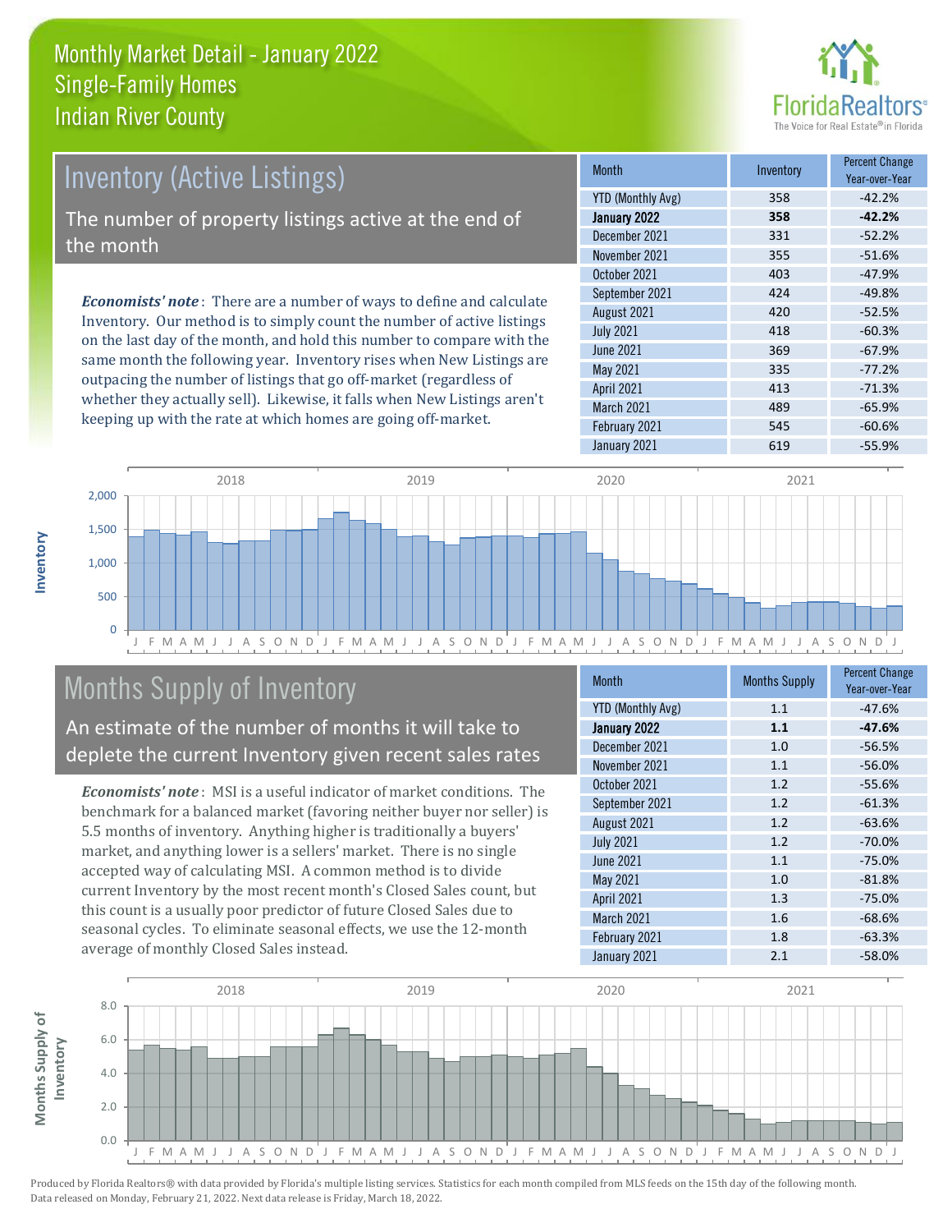# Monthly Market Detail - January 2022
## Single-Family Homes
## Indian River County

FloridaRealtors® The Voice for Real Estate® in Florida

## Inventory (Active Listings)

The number of property listings active at the end of the month

***Economists' note***: There are a number of ways to define and calculate Inventory. Our method is to simply count the number of active listings on the last day of the month, and hold this number to compare with the same month the following year. Inventory rises when New Listings are outpacing the number of listings that go off-market (regardless of whether they actually sell). Likewise, it falls when New Listings aren't keeping up with the rate at which homes are going off-market.

| Month | Inventory | Percent Change Year-over-Year |
|---|---|---|
| YTD (Monthly Avg) | 358 | -42.2% |
| **January 2022** | **358** | **-42.2%** |
| December 2021 | 331 | -52.2% |
| November 2021 | 355 | -51.6% |
| October 2021 | 403 | -47.9% |
| September 2021 | 424 | -49.8% |
| August 2021 | 420 | -52.5% |
| July 2021 | 418 | -60.3% |
| June 2021 | 369 | -67.9% |
| May 2021 | 335 | -77.2% |
| April 2021 | 413 | -71.3% |
| March 2021 | 489 | -65.9% |
| February 2021 | 545 | -60.6% |
| January 2021 | 619 | -55.9% |

## Months Supply of Inventory

An estimate of the number of months it will take to deplete the current Inventory given recent sales rates

***Economists' note***: MSI is a useful indicator of market conditions. The benchmark for a balanced market (favoring neither buyer nor seller) is 5.5 months of inventory. Anything higher is traditionally a buyers' market, and anything lower is a sellers' market. There is no single accepted way of calculating MSI. A common method is to divide current Inventory by the most recent month's Closed Sales count, but this count is a usually poor predictor of future Closed Sales due to seasonal cycles. To eliminate seasonal effects, we use the 12-month average of monthly Closed Sales instead.

| Month | Months Supply | Percent Change Year-over-Year |
|---|---|---|
| YTD (Monthly Avg) | 1.1 | -47.6% |
| **January 2022** | **1.1** | **-47.6%** |
| December 2021 | 1.0 | -56.5% |
| November 2021 | 1.1 | -56.0% |
| October 2021 | 1.2 | -55.6% |
| September 2021 | 1.2 | -61.3% |
| August 2021 | 1.2 | -63.6% |
| July 2021 | 1.2 | -70.0% |
| June 2021 | 1.1 | -75.0% |
| May 2021 | 1.0 | -81.8% |
| April 2021 | 1.3 | -75.0% |
| March 2021 | 1.6 | -68.6% |
| February 2021 | 1.8 | -63.3% |
| January 2021 | 2.1 | -58.0% |

Produced by Florida Realtors® with data provided by Florida's multiple listing services. Statistics for each month compiled from MLS feeds on the 15th day of the following month. Data released on Monday, February 21, 2022. Next data release is Friday, March 18, 2022.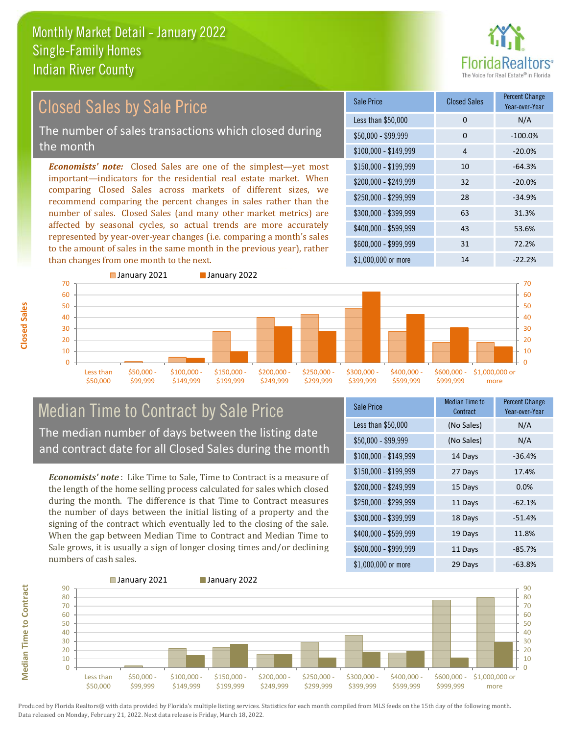# Monthly Market Detail - January 2022
## Single-Family Homes
## Indian River County

## Closed Sales by Sale Price

The number of sales transactions which closed during the month

***Economists' note:*** Closed Sales are one of the simplest—yet most important—indicators for the residential real estate market. When comparing Closed Sales across markets of different sizes, we recommend comparing the percent changes in sales rather than the number of sales. Closed Sales (and many other market metrics) are affected by seasonal cycles, so actual trends are more accurately represented by year-over-year changes (i.e. comparing a month's sales to the amount of sales in the same month in the previous year), rather than changes from one month to the next.

| Sale Price | Closed Sales | Percent Change Year-over-Year |
|---|---|---|
| Less than $50,000 | 0 | N/A |
| $50,000 - $99,999 | 0 | -100.0% |
| $100,000 - $149,999 | 4 | -20.0% |
| $150,000 - $199,999 | 10 | -64.3% |
| $200,000 - $249,999 | 32 | -20.0% |
| $250,000 - $299,999 | 28 | -34.9% |
| $300,000 - $399,999 | 63 | 31.3% |
| $400,000 - $599,999 | 43 | 53.6% |
| $600,000 - $999,999 | 31 | 72.2% |
| $1,000,000 or more | 14 | -22.2% |

## Median Time to Contract by Sale Price

The median number of days between the listing date and contract date for all Closed Sales during the month

***Economists' note*** : Like Time to Sale, Time to Contract is a measure of the length of the home selling process calculated for sales which closed during the month. The difference is that Time to Contract measures the number of days between the initial listing of a property and the signing of the contract which eventually led to the closing of the sale. When the gap between Median Time to Contract and Median Time to Sale grows, it is usually a sign of longer closing times and/or declining numbers of cash sales.

| Sale Price | Median Time to Contract | Percent Change Year-over-Year |
|---|---|---|
| Less than $50,000 | (No Sales) | N/A |
| $50,000 - $99,999 | (No Sales) | N/A |
| $100,000 - $149,999 | 14 Days | -36.4% |
| $150,000 - $199,999 | 27 Days | 17.4% |
| $200,000 - $249,999 | 15 Days | 0.0% |
| $250,000 - $299,999 | 11 Days | -62.1% |
| $300,000 - $399,999 | 18 Days | -51.4% |
| $400,000 - $599,999 | 19 Days | 11.8% |
| $600,000 - $999,999 | 11 Days | -85.7% |
| $1,000,000 or more | 29 Days | -63.8% |

Produced by Florida Realtors® with data provided by Florida's multiple listing services. Statistics for each month compiled from MLS feeds on the 15th day of the following month. Data released on Monday, February 21, 2022. Next data release is Friday, March 18, 2022.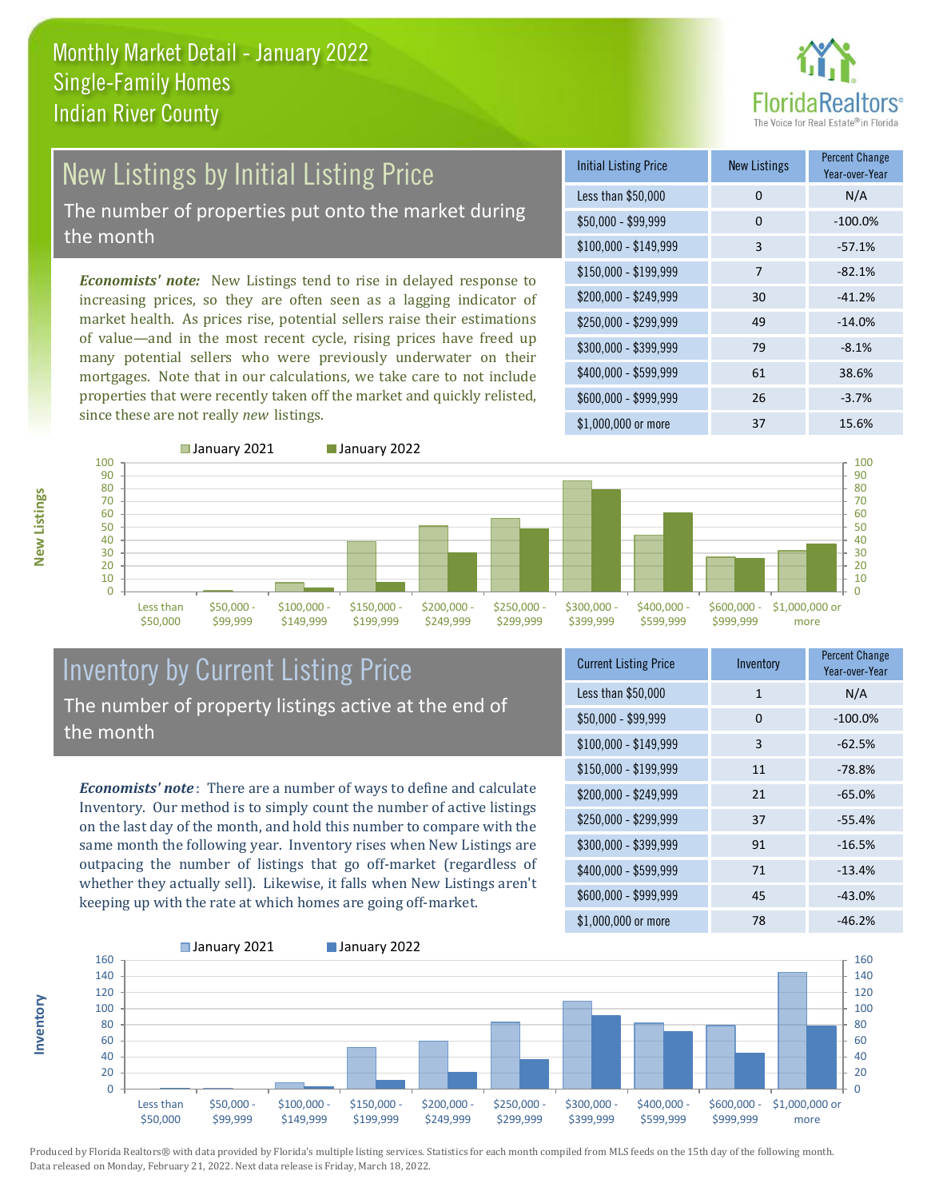Monthly Market Detail - January 2022
Single-Family Homes
Indian River County

## New Listings by Initial Listing Price

The number of properties put onto the market during the month

*Economists' note:* New Listings tend to rise in delayed response to increasing prices, so they are often seen as a lagging indicator of market health. As prices rise, potential sellers raise their estimations of value—and in the most recent cycle, rising prices have freed up many potential sellers who were previously underwater on their mortgages. Note that in our calculations, we take care to not include properties that were recently taken off the market and quickly relisted, since these are not really *new* listings.

| Initial Listing Price | New Listings | Percent Change Year-over-Year |
|---|---|---|
| Less than $50,000 | 0 | N/A |
| $50,000 - $99,999 | 0 | -100.0% |
| $100,000 - $149,999 | 3 | -57.1% |
| $150,000 - $199,999 | 7 | -82.1% |
| $200,000 - $249,999 | 30 | -41.2% |
| $250,000 - $299,999 | 49 | -14.0% |
| $300,000 - $399,999 | 79 | -8.1% |
| $400,000 - $599,999 | 61 | 38.6% |
| $600,000 - $999,999 | 26 | -3.7% |
| $1,000,000 or more | 37 | 15.6% |

## Inventory by Current Listing Price

The number of property listings active at the end of the month

*Economists' note:* There are a number of ways to define and calculate Inventory. Our method is to simply count the number of active listings on the last day of the month, and hold this number to compare with the same month the following year. Inventory rises when New Listings are outpacing the number of listings that go off-market (regardless of whether they actually sell). Likewise, it falls when New Listings aren't keeping up with the rate at which homes are going off-market.

| Current Listing Price | Inventory | Percent Change Year-over-Year |
|---|---|---|
| Less than $50,000 | 1 | N/A |
| $50,000 - $99,999 | 0 | -100.0% |
| $100,000 - $149,999 | 3 | -62.5% |
| $150,000 - $199,999 | 11 | -78.8% |
| $200,000 - $249,999 | 21 | -65.0% |
| $250,000 - $299,999 | 37 | -55.4% |
| $300,000 - $399,999 | 91 | -16.5% |
| $400,000 - $599,999 | 71 | -13.4% |
| $600,000 - $999,999 | 45 | -43.0% |
| $1,000,000 or more | 78 | -46.2% |

Produced by Florida Realtors® with data provided by Florida's multiple listing services. Statistics for each month compiled from MLS feeds on the 15th day of the following month. Data released on Monday, February 21, 2022. Next data release is Friday, March 18, 2022.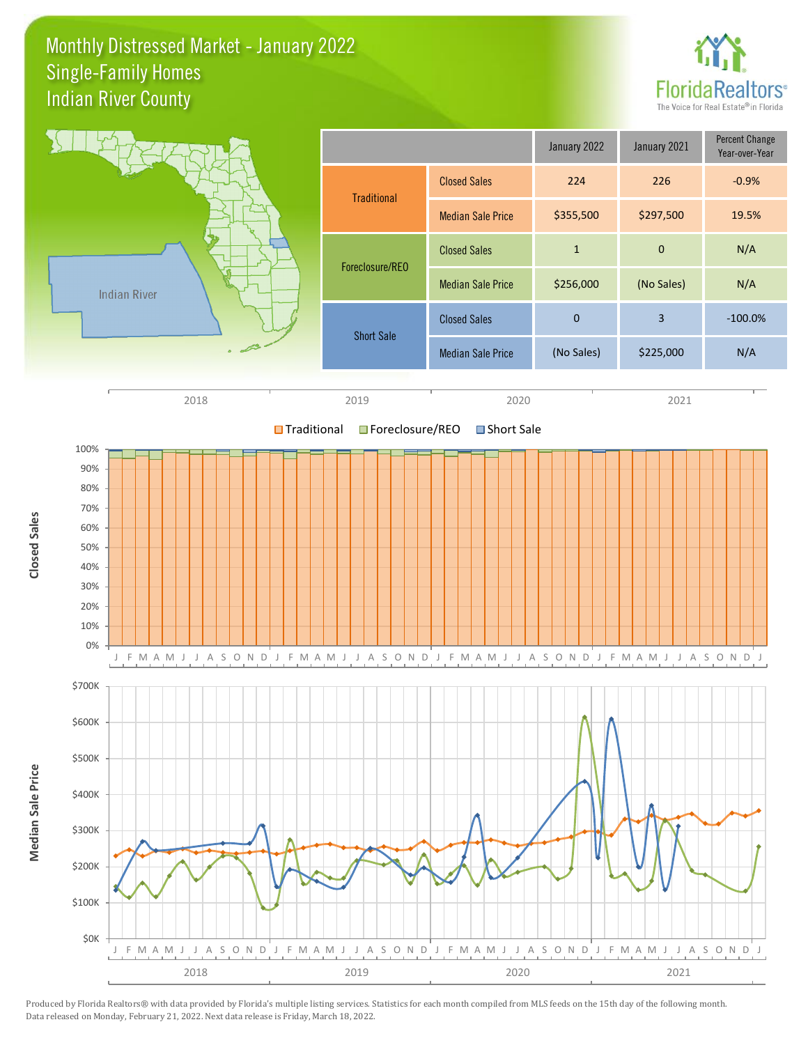# Monthly Distressed Market - January 2022
## Single-Family Homes
## Indian River County

FloridaRealtors®
The Voice for Real Estate® in Florida

Indian River

| | | January 2022 | January 2021 | Percent Change Year-over-Year |
|---|---|---|---|---|
| Traditional | Closed Sales | 224 | 226 | -0.9% |
| | Median Sale Price | $355,500 | $297,500 | 19.5% |
| Foreclosure/REO | Closed Sales | 1 | 0 | N/A |
| | Median Sale Price | $256,000 | (No Sales) | N/A |
| Short Sale | Closed Sales | 0 | 3 | -100.0% |
| | Median Sale Price | (No Sales) | $225,000 | N/A |

2018 2019 2020 2021

Traditional  Foreclosure/REO  Short Sale

Closed Sales

100% 90% 80% 70% 60% 50% 40% 30% 20% 10% 0%

J F M A M J J A S O N D J F M A M J J A S O N D J F M A M J J A S O N D J F M A M J J A S O N D J

Median Sale Price

$700K $600K $500K $400K $300K $200K $100K $0K

J F M A M J J A S O N D J F M A M J J A S O N D J F M A M J J A S O N D J F M A M J J A S O N D J

2018 2019 2020 2021

Produced by Florida Realtors® with data provided by Florida's multiple listing services. Statistics for each month compiled from MLS feeds on the 15th day of the following month.
Data released on Monday, February 21, 2022. Next data release is Friday, March 18, 2022.